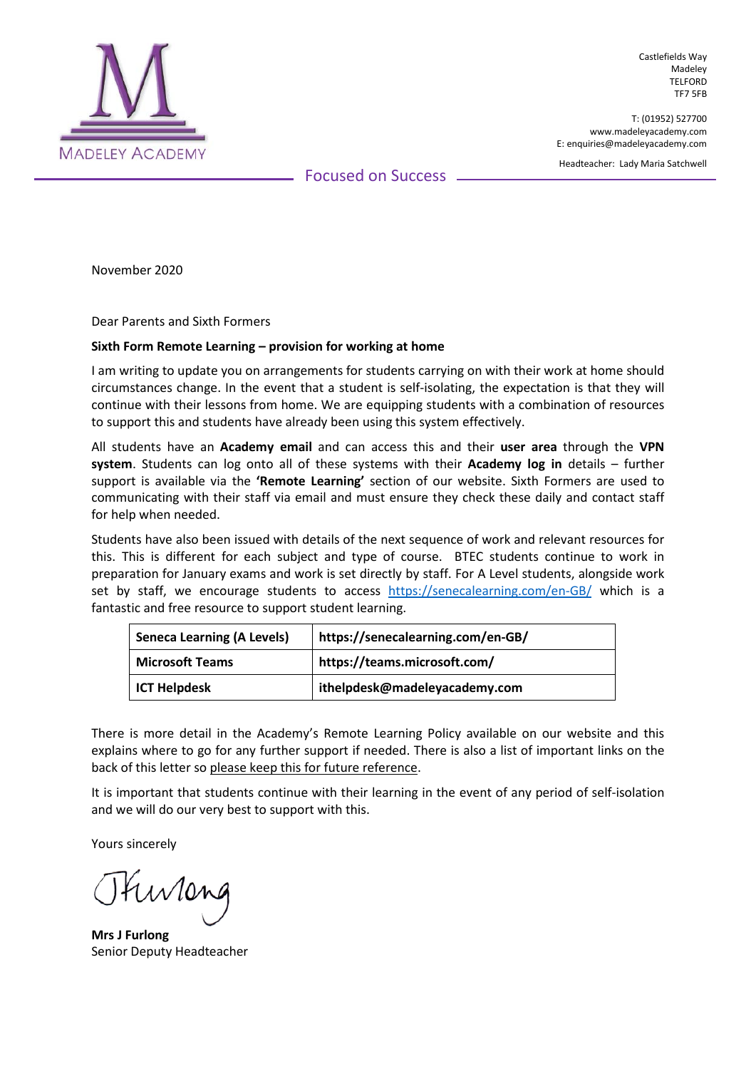MADELEY ACADEMY

Castlefields Way
Madeley
TELFORD
TF7 5FB

T: (01952) 527700
www.madeleyacademy.com
E: enquiries@madeleyacademy.com

Headteacher: Lady Maria Satchwell

Focused on Success

November 2020

Dear Parents and Sixth Formers

**Sixth Form Remote Learning – provision for working at home**

I am writing to update you on arrangements for students carrying on with their work at home should circumstances change. In the event that a student is self-isolating, the expectation is that they will continue with their lessons from home. We are equipping students with a combination of resources to support this and students have already been using this system effectively.

All students have an **Academy email** and can access this and their **user area** through the **VPN system**. Students can log onto all of these systems with their **Academy log in** details – further support is available via the **'Remote Learning'** section of our website. Sixth Formers are used to communicating with their staff via email and must ensure they check these daily and contact staff for help when needed.

Students have also been issued with details of the next sequence of work and relevant resources for this. This is different for each subject and type of course. BTEC students continue to work in preparation for January exams and work is set directly by staff. For A Level students, alongside work set by staff, we encourage students to access https://senecalearning.com/en-GB/ which is a fantastic and free resource to support student learning.

| **Seneca Learning (A Levels)** | **https://senecalearning.com/en-GB/** |
|---|---|
| **Microsoft Teams** | **https://teams.microsoft.com/** |
| **ICT Helpdesk** | **ithelpdesk@madeleyacademy.com** |

There is more detail in the Academy's Remote Learning Policy available on our website and this explains where to go for any further support if needed. There is also a list of important links on the back of this letter so please keep this for future reference.

It is important that students continue with their learning in the event of any period of self-isolation and we will do our very best to support with this.

Yours sincerely

JFurlong

**Mrs J Furlong**
Senior Deputy Headteacher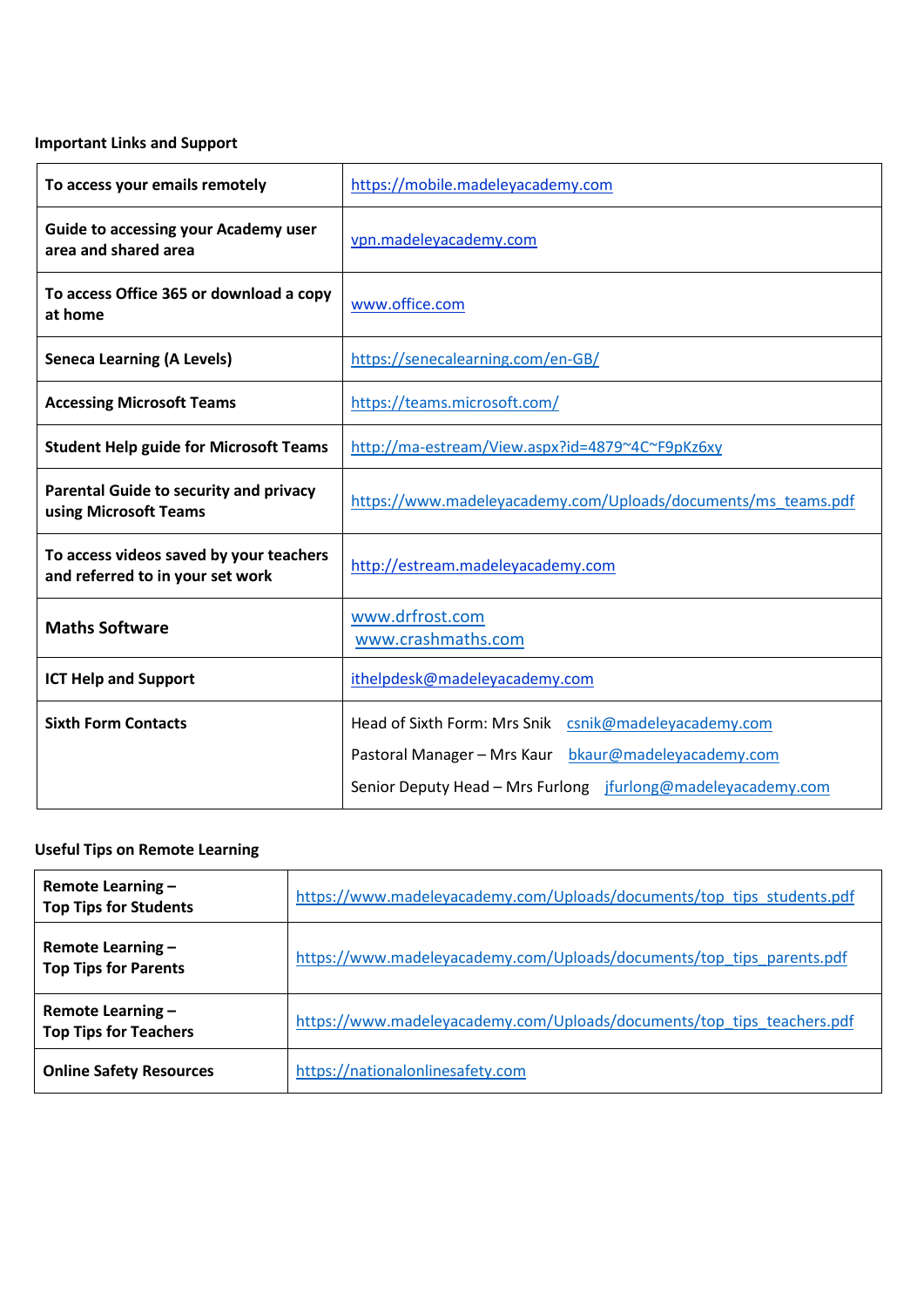**Important Links and Support**

| | |
|---|---|
| **To access your emails remotely** | https://mobile.madeleyacademy.com |
| **Guide to accessing your Academy user area and shared area** | vpn.madeleyacademy.com |
| **To access Office 365 or download a copy at home** | www.office.com |
| **Seneca Learning (A Levels)** | https://senecalearning.com/en-GB/ |
| **Accessing Microsoft Teams** | https://teams.microsoft.com/ |
| **Student Help guide for Microsoft Teams** | http://ma-estream/View.aspx?id=4879~4C~F9pKz6xy |
| **Parental Guide to security and privacy using Microsoft Teams** | https://www.madeleyacademy.com/Uploads/documents/ms_teams.pdf |
| **To access videos saved by your teachers and referred to in your set work** | http://estream.madeleyacademy.com |
| **Maths Software** | www.drfrost.com <br> www.crashmaths.com |
| **ICT Help and Support** | ithelpdesk@madeleyacademy.com |
| **Sixth Form Contacts** | Head of Sixth Form: Mrs Snik csnik@madeleyacademy.com <br> Pastoral Manager – Mrs Kaur bkaur@madeleyacademy.com <br> Senior Deputy Head – Mrs Furlong jfurlong@madeleyacademy.com |

**Useful Tips on Remote Learning**

| | |
|---|---|
| **Remote Learning – Top Tips for Students** | https://www.madeleyacademy.com/Uploads/documents/top_tips_students.pdf |
| **Remote Learning – Top Tips for Parents** | https://www.madeleyacademy.com/Uploads/documents/top_tips_parents.pdf |
| **Remote Learning – Top Tips for Teachers** | https://www.madeleyacademy.com/Uploads/documents/top_tips_teachers.pdf |
| **Online Safety Resources** | https://nationalonlinesafety.com |